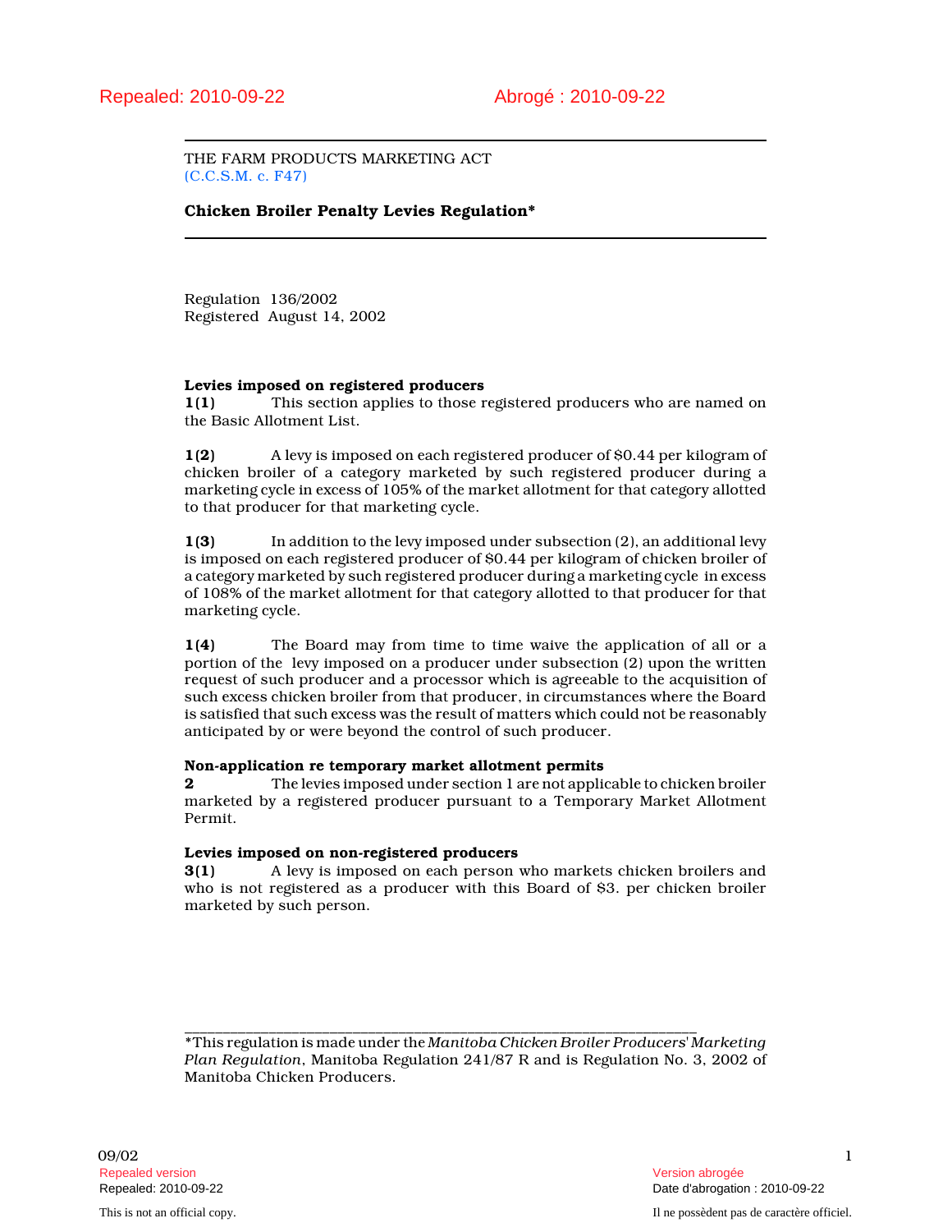Repealed: 2010-09-22 Abrogé : 2010-09-22

THE FARM PRODUCTS MARKETING ACT
(C.C.S.M. c. F47)

**Chicken Broiler Penalty Levies Regulation***

Regulation 136/2002
Registered August 14, 2002

**Levies imposed on registered producers**

**1(1)** This section applies to those registered producers who are named on the Basic Allotment List.

**1(2)** A levy is imposed on each registered producer of $0.44 per kilogram of chicken broiler of a category marketed by such registered producer during a marketing cycle in excess of 105% of the market allotment for that category allotted to that producer for that marketing cycle.

**1(3)** In addition to the levy imposed under subsection (2), an additional levy is imposed on each registered producer of $0.44 per kilogram of chicken broiler of a category marketed by such registered producer during a marketing cycle in excess of 108% of the market allotment for that category allotted to that producer for that marketing cycle.

**1(4)** The Board may from time to time waive the application of all or a portion of the levy imposed on a producer under subsection (2) upon the written request of such producer and a processor which is agreeable to the acquisition of such excess chicken broiler from that producer, in circumstances where the Board is satisfied that such excess was the result of matters which could not be reasonably anticipated by or were beyond the control of such producer.

**Non-application re temporary market allotment permits**

**2** The levies imposed under section 1 are not applicable to chicken broiler marketed by a registered producer pursuant to a Temporary Market Allotment Permit.

**Levies imposed on non-registered producers**

**3(1)** A levy is imposed on each person who markets chicken broilers and who is not registered as a producer with this Board of $3. per chicken broiler marketed by such person.

---

*This regulation is made under the *Manitoba Chicken Broiler Producers' Marketing Plan Regulation*, Manitoba Regulation 241/87 R and is Regulation No. 3, 2002 of Manitoba Chicken Producers.

09/02

Repealed version — Version abrogée
Repealed: 2010-09-22 — Date d'abrogation : 2010-09-22

This is not an official copy. — Il ne possèdent pas de caractère officiel.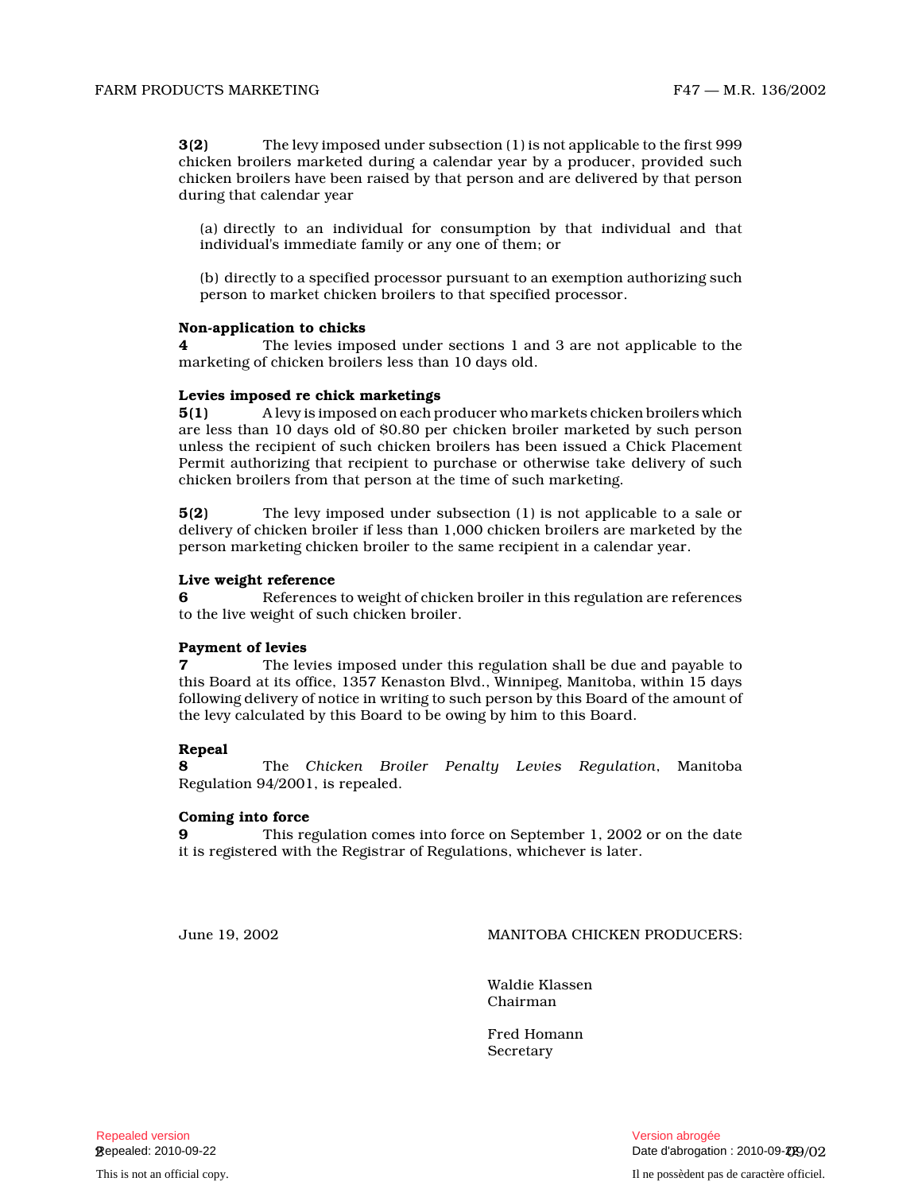**3(2)** The levy imposed under subsection (1) is not applicable to the first 999 chicken broilers marketed during a calendar year by a producer, provided such chicken broilers have been raised by that person and are delivered by that person during that calendar year

(a) directly to an individual for consumption by that individual and that individual's immediate family or any one of them; or

(b) directly to a specified processor pursuant to an exemption authorizing such person to market chicken broilers to that specified processor.

**Non-application to chicks**

**4** The levies imposed under sections 1 and 3 are not applicable to the marketing of chicken broilers less than 10 days old.

**Levies imposed re chick marketings**

**5(1)** A levy is imposed on each producer who markets chicken broilers which are less than 10 days old of $0.80 per chicken broiler marketed by such person unless the recipient of such chicken broilers has been issued a Chick Placement Permit authorizing that recipient to purchase or otherwise take delivery of such chicken broilers from that person at the time of such marketing.

**5(2)** The levy imposed under subsection (1) is not applicable to a sale or delivery of chicken broiler if less than 1,000 chicken broilers are marketed by the person marketing chicken broiler to the same recipient in a calendar year.

**Live weight reference**

**6** References to weight of chicken broiler in this regulation are references to the live weight of such chicken broiler.

**Payment of levies**

**7** The levies imposed under this regulation shall be due and payable to this Board at its office, 1357 Kenaston Blvd., Winnipeg, Manitoba, within 15 days following delivery of notice in writing to such person by this Board of the amount of the levy calculated by this Board to be owing by him to this Board.

**Repeal**

**8** The *Chicken Broiler Penalty Levies Regulation*, Manitoba Regulation 94/2001, is repealed.

**Coming into force**

**9** This regulation comes into force on September 1, 2002 or on the date it is registered with the Registrar of Regulations, whichever is later.

June 19, 2002

MANITOBA CHICKEN PRODUCERS:

Waldie Klassen
Chairman

Fred Homann
Secretary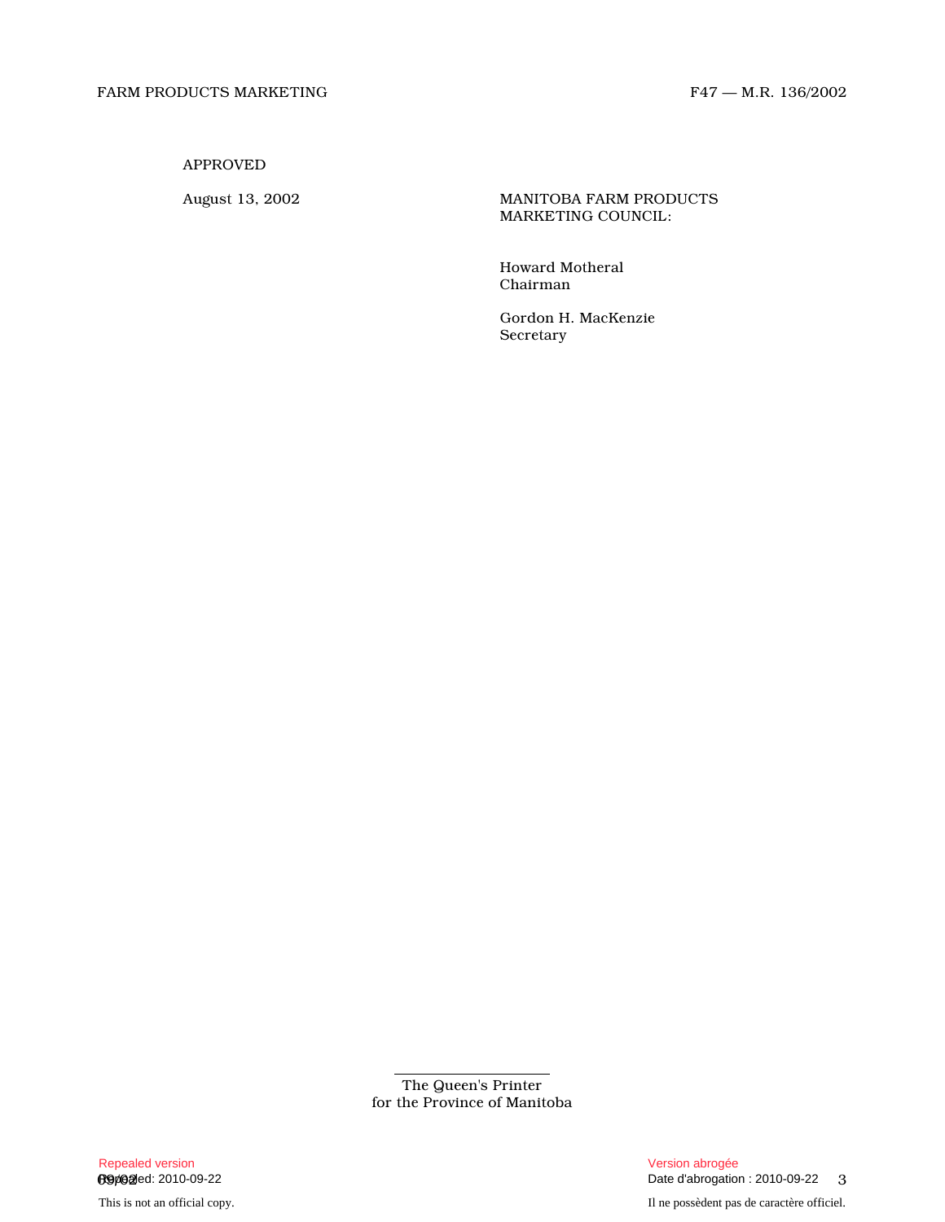APPROVED

August 13, 2002

MANITOBA FARM PRODUCTS MARKETING COUNCIL:

Howard Motheral
Chairman

Gordon H. MacKenzie
Secretary

The Queen's Printer
for the Province of Manitoba